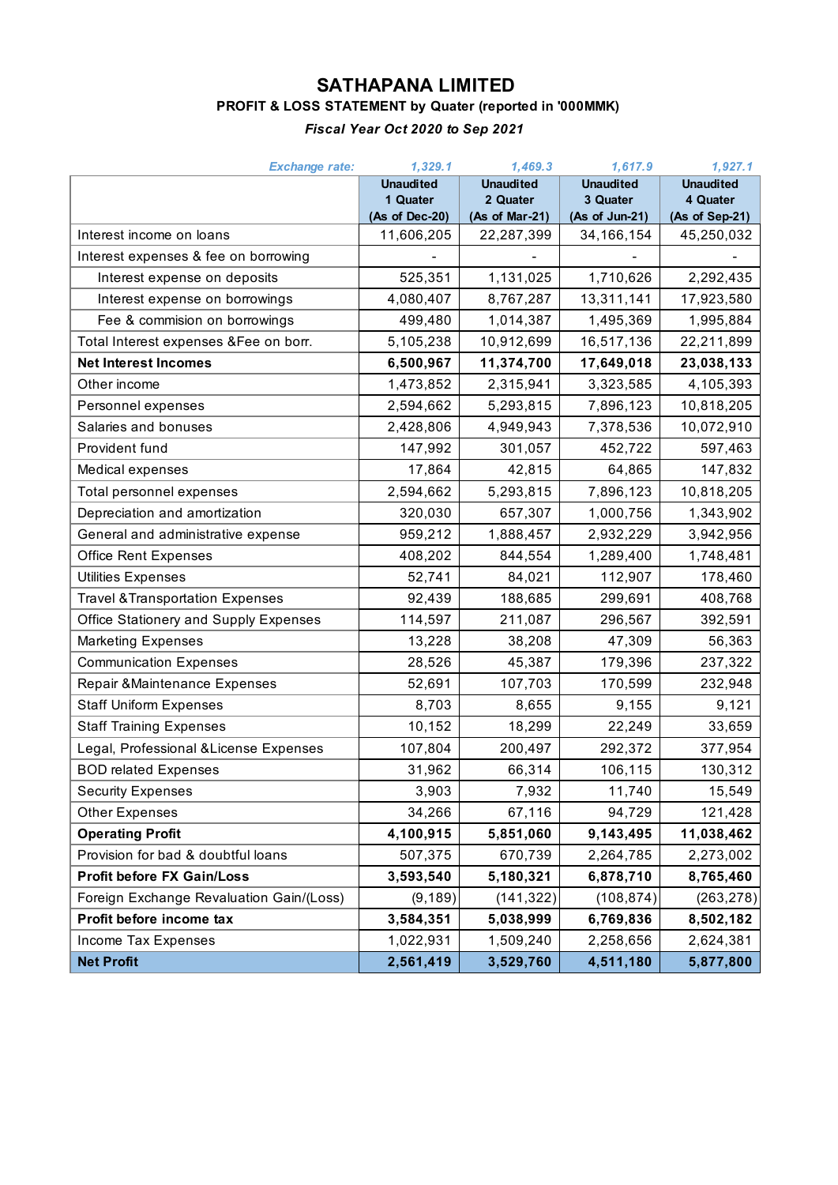# SATHAPANA LIMITED

**PROFIT & LOSS STATEMENT by Quater (reported in '000MMK)**

***Fiscal Year Oct 2020 to Sep 2021***

| *Exchange rate:* | *1,329.1* | *1,469.3* | *1,617.9* | *1,927.1* |
|---|---|---|---|---|
| | **Unaudited 1 Quater (As of Dec-20)** | **Unaudited 2 Quater (As of Mar-21)** | **Unaudited 3 Quater (As of Jun-21)** | **Unaudited 4 Quater (As of Sep-21)** |
| Interest income on loans | 11,606,205 | 22,287,399 | 34,166,154 | 45,250,032 |
| Interest expenses & fee on borrowing | - | - | - | - |
| Interest expense on deposits | 525,351 | 1,131,025 | 1,710,626 | 2,292,435 |
| Interest expense on borrowings | 4,080,407 | 8,767,287 | 13,311,141 | 17,923,580 |
| Fee & commision on borrowings | 499,480 | 1,014,387 | 1,495,369 | 1,995,884 |
| Total Interest expenses &Fee on borr. | 5,105,238 | 10,912,699 | 16,517,136 | 22,211,899 |
| **Net Interest Incomes** | **6,500,967** | **11,374,700** | **17,649,018** | **23,038,133** |
| Other income | 1,473,852 | 2,315,941 | 3,323,585 | 4,105,393 |
| Personnel expenses | 2,594,662 | 5,293,815 | 7,896,123 | 10,818,205 |
| Salaries and bonuses | 2,428,806 | 4,949,943 | 7,378,536 | 10,072,910 |
| Provident fund | 147,992 | 301,057 | 452,722 | 597,463 |
| Medical expenses | 17,864 | 42,815 | 64,865 | 147,832 |
| Total personnel expenses | 2,594,662 | 5,293,815 | 7,896,123 | 10,818,205 |
| Depreciation and amortization | 320,030 | 657,307 | 1,000,756 | 1,343,902 |
| General and administrative expense | 959,212 | 1,888,457 | 2,932,229 | 3,942,956 |
| Office Rent Expenses | 408,202 | 844,554 | 1,289,400 | 1,748,481 |
| Utilities Expenses | 52,741 | 84,021 | 112,907 | 178,460 |
| Travel &Transportation Expenses | 92,439 | 188,685 | 299,691 | 408,768 |
| Office Stationery and Supply Expenses | 114,597 | 211,087 | 296,567 | 392,591 |
| Marketing Expenses | 13,228 | 38,208 | 47,309 | 56,363 |
| Communication Expenses | 28,526 | 45,387 | 179,396 | 237,322 |
| Repair &Maintenance Expenses | 52,691 | 107,703 | 170,599 | 232,948 |
| Staff Uniform Expenses | 8,703 | 8,655 | 9,155 | 9,121 |
| Staff Training Expenses | 10,152 | 18,299 | 22,249 | 33,659 |
| Legal, Professional &License Expenses | 107,804 | 200,497 | 292,372 | 377,954 |
| BOD related Expenses | 31,962 | 66,314 | 106,115 | 130,312 |
| Security Expenses | 3,903 | 7,932 | 11,740 | 15,549 |
| Other Expenses | 34,266 | 67,116 | 94,729 | 121,428 |
| **Operating Profit** | **4,100,915** | **5,851,060** | **9,143,495** | **11,038,462** |
| Provision for bad & doubtful loans | 507,375 | 670,739 | 2,264,785 | 2,273,002 |
| **Profit before FX Gain/Loss** | **3,593,540** | **5,180,321** | **6,878,710** | **8,765,460** |
| Foreign Exchange Revaluation Gain/(Loss) | (9,189) | (141,322) | (108,874) | (263,278) |
| **Profit before income tax** | **3,584,351** | **5,038,999** | **6,769,836** | **8,502,182** |
| Income Tax Expenses | 1,022,931 | 1,509,240 | 2,258,656 | 2,624,381 |
| **Net Profit** | **2,561,419** | **3,529,760** | **4,511,180** | **5,877,800** |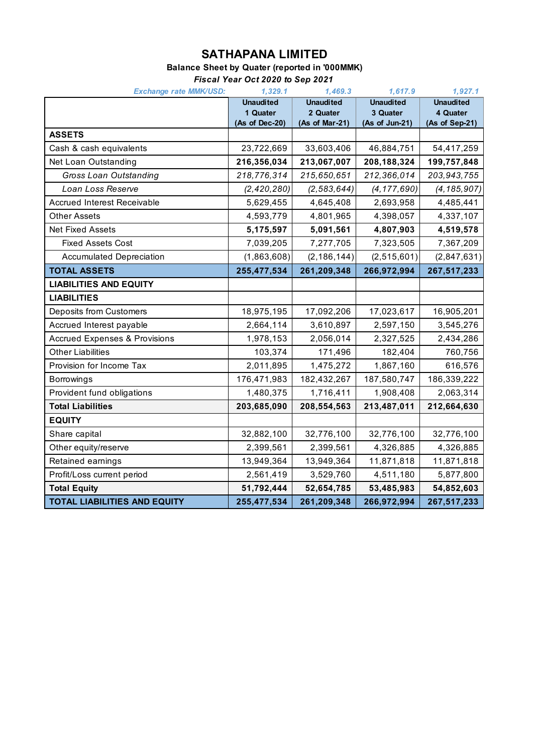# SATHAPANA LIMITED

**Balance Sheet by Quater (reported in '000MMK)**

***Fiscal Year Oct 2020 to Sep 2021***

| *Exchange rate MMK/USD:* | *1,329.1* | *1,469.3* | *1,617.9* | *1,927.1* |
|---|---|---|---|---|
| | **Unaudited 1 Quater (As of Dec-20)** | **Unaudited 2 Quater (As of Mar-21)** | **Unaudited 3 Quater (As of Jun-21)** | **Unaudited 4 Quater (As of Sep-21)** |
| **ASSETS** | | | | |
| Cash & cash equivalents | 23,722,669 | 33,603,406 | 46,884,751 | 54,417,259 |
| Net Loan Outstanding | **216,356,034** | **213,067,007** | **208,188,324** | **199,757,848** |
| *Gross Loan Outstanding* | *218,776,314* | *215,650,651* | *212,366,014* | *203,943,755* |
| *Loan Loss Reserve* | *(2,420,280)* | *(2,583,644)* | *(4,177,690)* | *(4,185,907)* |
| Accrued Interest Receivable | 5,629,455 | 4,645,408 | 2,693,958 | 4,485,441 |
| Other Assets | 4,593,779 | 4,801,965 | 4,398,057 | 4,337,107 |
| Net Fixed Assets | **5,175,597** | **5,091,561** | **4,807,903** | **4,519,578** |
| Fixed Assets Cost | 7,039,205 | 7,277,705 | 7,323,505 | 7,367,209 |
| Accumulated Depreciation | (1,863,608) | (2,186,144) | (2,515,601) | (2,847,631) |
| **TOTAL ASSETS** | **255,477,534** | **261,209,348** | **266,972,994** | **267,517,233** |
| **LIABILITIES AND EQUITY** | | | | |
| **LIABILITIES** | | | | |
| Deposits from Customers | 18,975,195 | 17,092,206 | 17,023,617 | 16,905,201 |
| Accrued Interest payable | 2,664,114 | 3,610,897 | 2,597,150 | 3,545,276 |
| Accrued Expenses & Provisions | 1,978,153 | 2,056,014 | 2,327,525 | 2,434,286 |
| Other Liabilities | 103,374 | 171,496 | 182,404 | 760,756 |
| Provision for Income Tax | 2,011,895 | 1,475,272 | 1,867,160 | 616,576 |
| Borrowings | 176,471,983 | 182,432,267 | 187,580,747 | 186,339,222 |
| Provident fund obligations | 1,480,375 | 1,716,411 | 1,908,408 | 2,063,314 |
| **Total Liabilities** | **203,685,090** | **208,554,563** | **213,487,011** | **212,664,630** |
| **EQUITY** | | | | |
| Share capital | 32,882,100 | 32,776,100 | 32,776,100 | 32,776,100 |
| Other equity/reserve | 2,399,561 | 2,399,561 | 4,326,885 | 4,326,885 |
| Retained earnings | 13,949,364 | 13,949,364 | 11,871,818 | 11,871,818 |
| Profit/Loss current period | 2,561,419 | 3,529,760 | 4,511,180 | 5,877,800 |
| **Total Equity** | **51,792,444** | **52,654,785** | **53,485,983** | **54,852,603** |
| **TOTAL LIABILITIES AND EQUITY** | **255,477,534** | **261,209,348** | **266,972,994** | **267,517,233** |